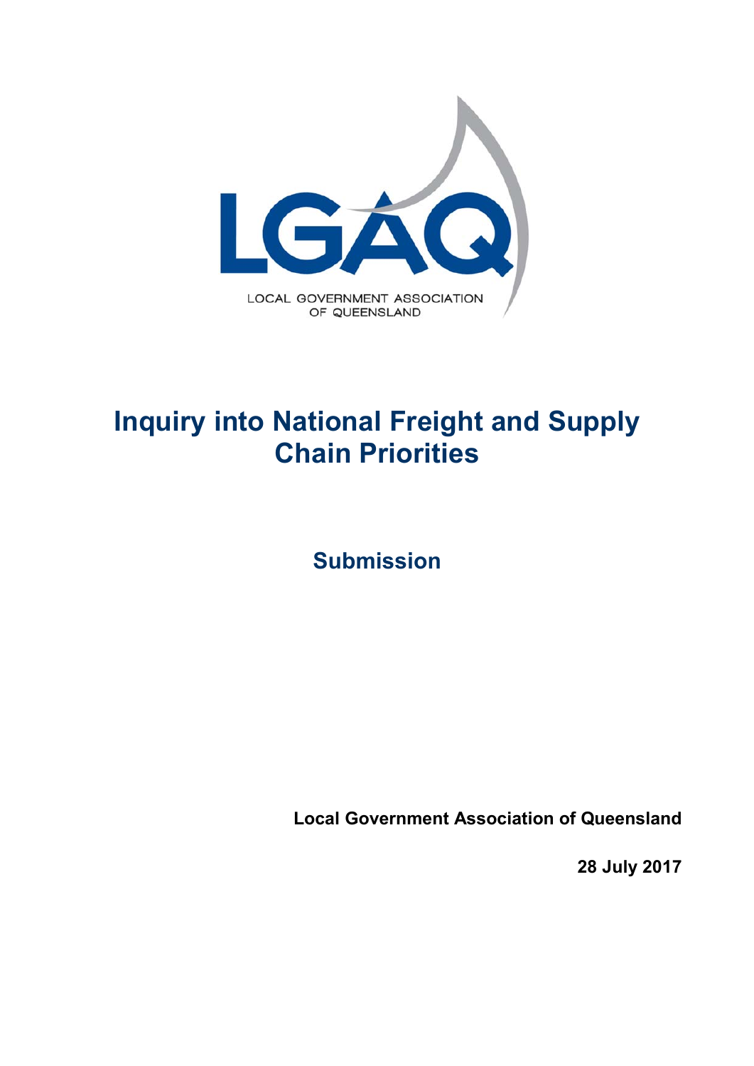LGAQ

LOCAL GOVERNMENT ASSOCIATION OF QUEENSLAND

# Inquiry into National Freight and Supply Chain Priorities

## Submission

**Local Government Association of Queensland**

**28 July 2017**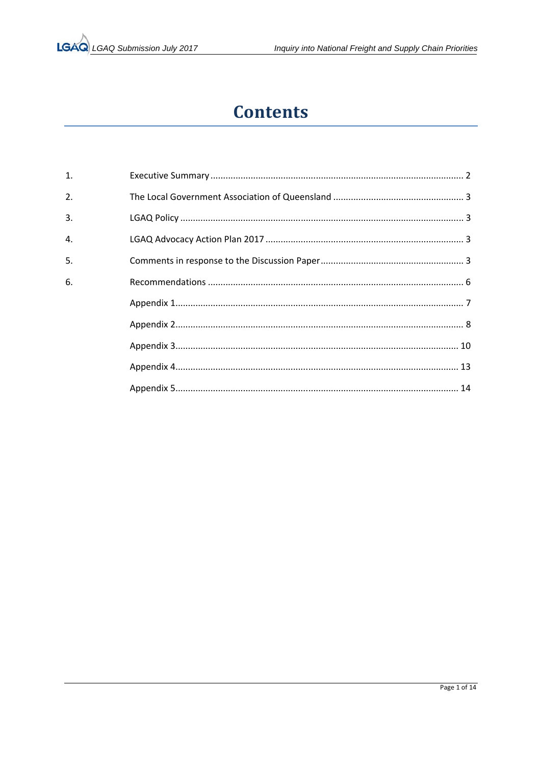# Contents

| | | |
|---|---|---|
| 1. | Executive Summary | 2 |
| 2. | The Local Government Association of Queensland | 3 |
| 3. | LGAQ Policy | 3 |
| 4. | LGAQ Advocacy Action Plan 2017 | 3 |
| 5. | Comments in response to the Discussion Paper | 3 |
| 6. | Recommendations | 6 |
| | Appendix 1 | 7 |
| | Appendix 2 | 8 |
| | Appendix 3 | 10 |
| | Appendix 4 | 13 |
| | Appendix 5 | 14 |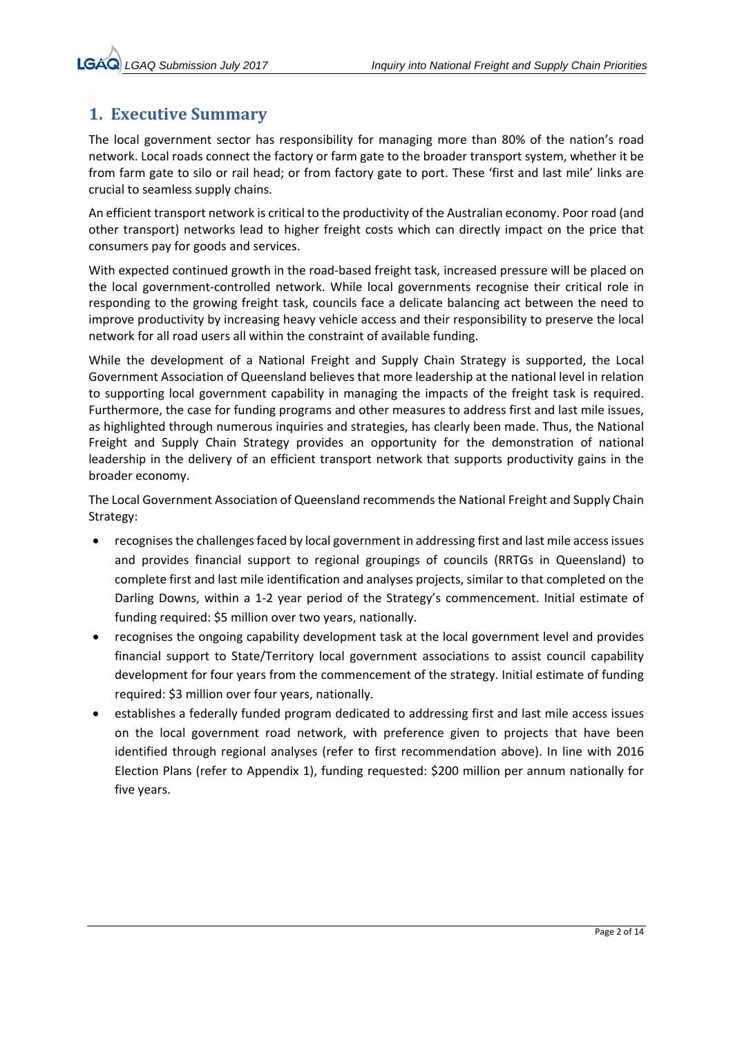## 1. Executive Summary

The local government sector has responsibility for managing more than 80% of the nation's road network. Local roads connect the factory or farm gate to the broader transport system, whether it be from farm gate to silo or rail head; or from factory gate to port. These 'first and last mile' links are crucial to seamless supply chains.

An efficient transport network is critical to the productivity of the Australian economy. Poor road (and other transport) networks lead to higher freight costs which can directly impact on the price that consumers pay for goods and services.

With expected continued growth in the road-based freight task, increased pressure will be placed on the local government-controlled network. While local governments recognise their critical role in responding to the growing freight task, councils face a delicate balancing act between the need to improve productivity by increasing heavy vehicle access and their responsibility to preserve the local network for all road users all within the constraint of available funding.

While the development of a National Freight and Supply Chain Strategy is supported, the Local Government Association of Queensland believes that more leadership at the national level in relation to supporting local government capability in managing the impacts of the freight task is required. Furthermore, the case for funding programs and other measures to address first and last mile issues, as highlighted through numerous inquiries and strategies, has clearly been made. Thus, the National Freight and Supply Chain Strategy provides an opportunity for the demonstration of national leadership in the delivery of an efficient transport network that supports productivity gains in the broader economy.

The Local Government Association of Queensland recommends the National Freight and Supply Chain Strategy:

- recognises the challenges faced by local government in addressing first and last mile access issues and provides financial support to regional groupings of councils (RRTGs in Queensland) to complete first and last mile identification and analyses projects, similar to that completed on the Darling Downs, within a 1-2 year period of the Strategy's commencement. Initial estimate of funding required: $5 million over two years, nationally.
- recognises the ongoing capability development task at the local government level and provides financial support to State/Territory local government associations to assist council capability development for four years from the commencement of the strategy. Initial estimate of funding required: $3 million over four years, nationally.
- establishes a federally funded program dedicated to addressing first and last mile access issues on the local government road network, with preference given to projects that have been identified through regional analyses (refer to first recommendation above). In line with 2016 Election Plans (refer to Appendix 1), funding requested: $200 million per annum nationally for five years.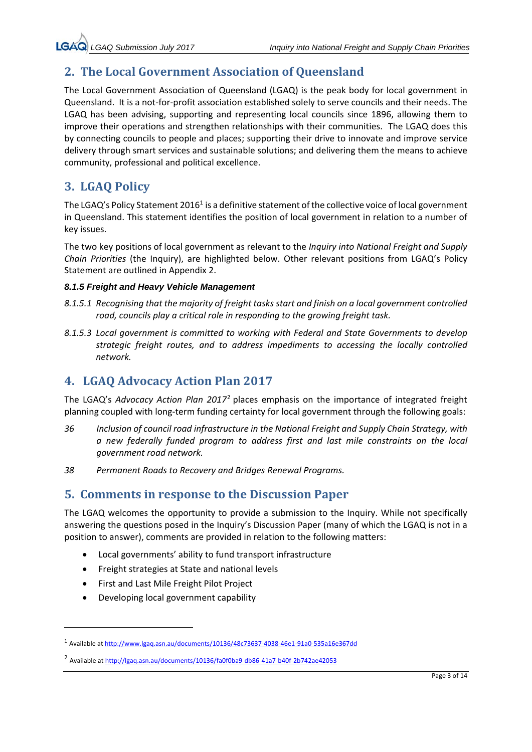## 2. The Local Government Association of Queensland

The Local Government Association of Queensland (LGAQ) is the peak body for local government in Queensland. It is a not-for-profit association established solely to serve councils and their needs. The LGAQ has been advising, supporting and representing local councils since 1896, allowing them to improve their operations and strengthen relationships with their communities. The LGAQ does this by connecting councils to people and places; supporting their drive to innovate and improve service delivery through smart services and sustainable solutions; and delivering them the means to achieve community, professional and political excellence.

## 3. LGAQ Policy

The LGAQ's Policy Statement 2016[1] is a definitive statement of the collective voice of local government in Queensland. This statement identifies the position of local government in relation to a number of key issues.

The two key positions of local government as relevant to the *Inquiry into National Freight and Supply Chain Priorities* (the Inquiry), are highlighted below. Other relevant positions from LGAQ's Policy Statement are outlined in Appendix 2.

#### *8.1.5 Freight and Heavy Vehicle Management*

*8.1.5.1 Recognising that the majority of freight tasks start and finish on a local government controlled road, councils play a critical role in responding to the growing freight task.*

*8.1.5.3 Local government is committed to working with Federal and State Governments to develop strategic freight routes, and to address impediments to accessing the locally controlled network.*

## 4. LGAQ Advocacy Action Plan 2017

The LGAQ's *Advocacy Action Plan 2017*[2] places emphasis on the importance of integrated freight planning coupled with long-term funding certainty for local government through the following goals:

*36 Inclusion of council road infrastructure in the National Freight and Supply Chain Strategy, with a new federally funded program to address first and last mile constraints on the local government road network.*

*38 Permanent Roads to Recovery and Bridges Renewal Programs.*

## 5. Comments in response to the Discussion Paper

The LGAQ welcomes the opportunity to provide a submission to the Inquiry. While not specifically answering the questions posed in the Inquiry's Discussion Paper (many of which the LGAQ is not in a position to answer), comments are provided in relation to the following matters:

- Local governments' ability to fund transport infrastructure
- Freight strategies at State and national levels
- First and Last Mile Freight Pilot Project
- Developing local government capability

---

[1] Available at http://www.lgaq.asn.au/documents/10136/48c73637-4038-46e1-91a0-535a16e367dd

[2] Available at http://lgaq.asn.au/documents/10136/fa0f0ba9-db86-41a7-b40f-2b742ae42053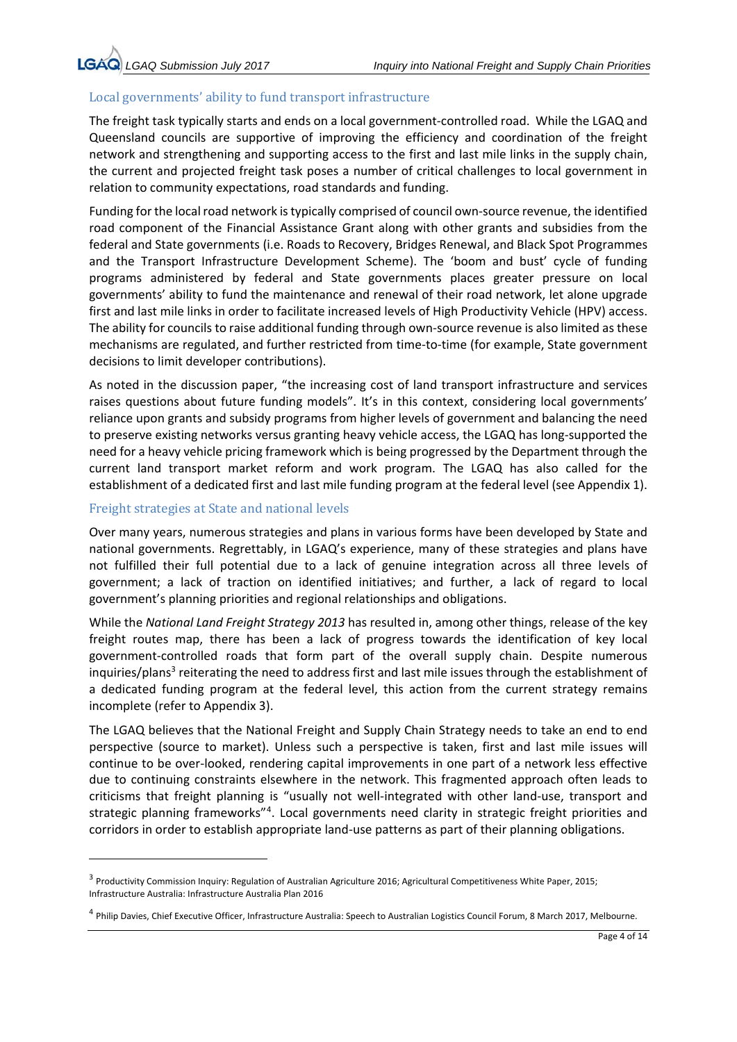## Local governments' ability to fund transport infrastructure

The freight task typically starts and ends on a local government-controlled road. While the LGAQ and Queensland councils are supportive of improving the efficiency and coordination of the freight network and strengthening and supporting access to the first and last mile links in the supply chain, the current and projected freight task poses a number of critical challenges to local government in relation to community expectations, road standards and funding.

Funding for the local road network is typically comprised of council own-source revenue, the identified road component of the Financial Assistance Grant along with other grants and subsidies from the federal and State governments (i.e. Roads to Recovery, Bridges Renewal, and Black Spot Programmes and the Transport Infrastructure Development Scheme). The 'boom and bust' cycle of funding programs administered by federal and State governments places greater pressure on local governments' ability to fund the maintenance and renewal of their road network, let alone upgrade first and last mile links in order to facilitate increased levels of High Productivity Vehicle (HPV) access. The ability for councils to raise additional funding through own-source revenue is also limited as these mechanisms are regulated, and further restricted from time-to-time (for example, State government decisions to limit developer contributions).

As noted in the discussion paper, "the increasing cost of land transport infrastructure and services raises questions about future funding models". It's in this context, considering local governments' reliance upon grants and subsidy programs from higher levels of government and balancing the need to preserve existing networks versus granting heavy vehicle access, the LGAQ has long-supported the need for a heavy vehicle pricing framework which is being progressed by the Department through the current land transport market reform and work program. The LGAQ has also called for the establishment of a dedicated first and last mile funding program at the federal level (see Appendix 1).

## Freight strategies at State and national levels

Over many years, numerous strategies and plans in various forms have been developed by State and national governments. Regrettably, in LGAQ's experience, many of these strategies and plans have not fulfilled their full potential due to a lack of genuine integration across all three levels of government; a lack of traction on identified initiatives; and further, a lack of regard to local government's planning priorities and regional relationships and obligations.

While the *National Land Freight Strategy 2013* has resulted in, among other things, release of the key freight routes map, there has been a lack of progress towards the identification of key local government-controlled roads that form part of the overall supply chain. Despite numerous inquiries/plans[3] reiterating the need to address first and last mile issues through the establishment of a dedicated funding program at the federal level, this action from the current strategy remains incomplete (refer to Appendix 3).

The LGAQ believes that the National Freight and Supply Chain Strategy needs to take an end to end perspective (source to market). Unless such a perspective is taken, first and last mile issues will continue to be over-looked, rendering capital improvements in one part of a network less effective due to continuing constraints elsewhere in the network. This fragmented approach often leads to criticisms that freight planning is "usually not well-integrated with other land-use, transport and strategic planning frameworks"[4]. Local governments need clarity in strategic freight priorities and corridors in order to establish appropriate land-use patterns as part of their planning obligations.

---

[3] Productivity Commission Inquiry: Regulation of Australian Agriculture 2016; Agricultural Competitiveness White Paper, 2015; Infrastructure Australia: Infrastructure Australia Plan 2016

[4] Philip Davies, Chief Executive Officer, Infrastructure Australia: Speech to Australian Logistics Council Forum, 8 March 2017, Melbourne.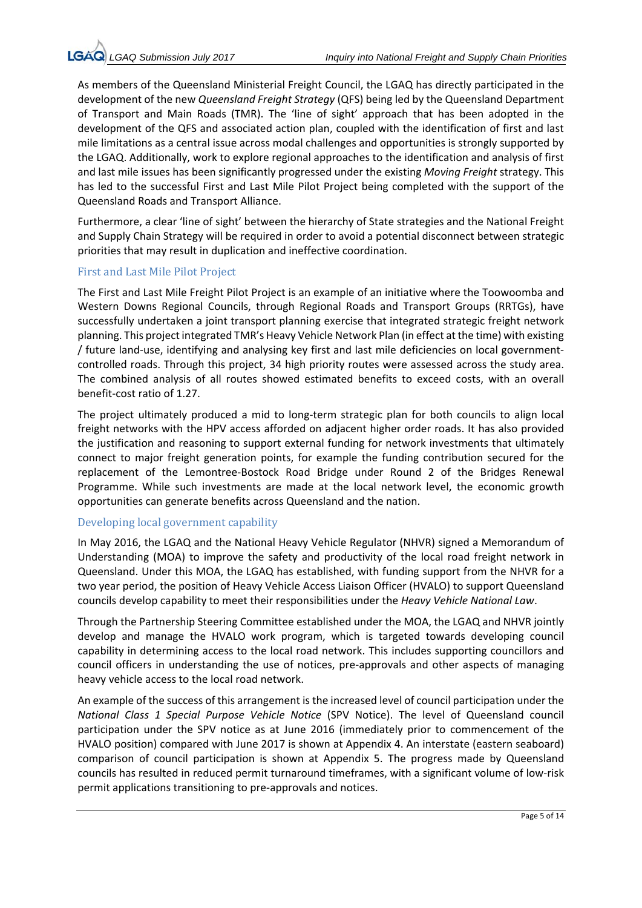As members of the Queensland Ministerial Freight Council, the LGAQ has directly participated in the development of the new *Queensland Freight Strategy* (QFS) being led by the Queensland Department of Transport and Main Roads (TMR). The 'line of sight' approach that has been adopted in the development of the QFS and associated action plan, coupled with the identification of first and last mile limitations as a central issue across modal challenges and opportunities is strongly supported by the LGAQ. Additionally, work to explore regional approaches to the identification and analysis of first and last mile issues has been significantly progressed under the existing *Moving Freight* strategy. This has led to the successful First and Last Mile Pilot Project being completed with the support of the Queensland Roads and Transport Alliance.

Furthermore, a clear 'line of sight' between the hierarchy of State strategies and the National Freight and Supply Chain Strategy will be required in order to avoid a potential disconnect between strategic priorities that may result in duplication and ineffective coordination.

## First and Last Mile Pilot Project

The First and Last Mile Freight Pilot Project is an example of an initiative where the Toowoomba and Western Downs Regional Councils, through Regional Roads and Transport Groups (RRTGs), have successfully undertaken a joint transport planning exercise that integrated strategic freight network planning. This project integrated TMR's Heavy Vehicle Network Plan (in effect at the time) with existing / future land-use, identifying and analysing key first and last mile deficiencies on local government-controlled roads. Through this project, 34 high priority routes were assessed across the study area. The combined analysis of all routes showed estimated benefits to exceed costs, with an overall benefit-cost ratio of 1.27.

The project ultimately produced a mid to long-term strategic plan for both councils to align local freight networks with the HPV access afforded on adjacent higher order roads. It has also provided the justification and reasoning to support external funding for network investments that ultimately connect to major freight generation points, for example the funding contribution secured for the replacement of the Lemontree-Bostock Road Bridge under Round 2 of the Bridges Renewal Programme. While such investments are made at the local network level, the economic growth opportunities can generate benefits across Queensland and the nation.

## Developing local government capability

In May 2016, the LGAQ and the National Heavy Vehicle Regulator (NHVR) signed a Memorandum of Understanding (MOA) to improve the safety and productivity of the local road freight network in Queensland. Under this MOA, the LGAQ has established, with funding support from the NHVR for a two year period, the position of Heavy Vehicle Access Liaison Officer (HVALO) to support Queensland councils develop capability to meet their responsibilities under the *Heavy Vehicle National Law*.

Through the Partnership Steering Committee established under the MOA, the LGAQ and NHVR jointly develop and manage the HVALO work program, which is targeted towards developing council capability in determining access to the local road network. This includes supporting councillors and council officers in understanding the use of notices, pre-approvals and other aspects of managing heavy vehicle access to the local road network.

An example of the success of this arrangement is the increased level of council participation under the *National Class 1 Special Purpose Vehicle Notice* (SPV Notice). The level of Queensland council participation under the SPV notice as at June 2016 (immediately prior to commencement of the HVALO position) compared with June 2017 is shown at Appendix 4. An interstate (eastern seaboard) comparison of council participation is shown at Appendix 5. The progress made by Queensland councils has resulted in reduced permit turnaround timeframes, with a significant volume of low-risk permit applications transitioning to pre-approvals and notices.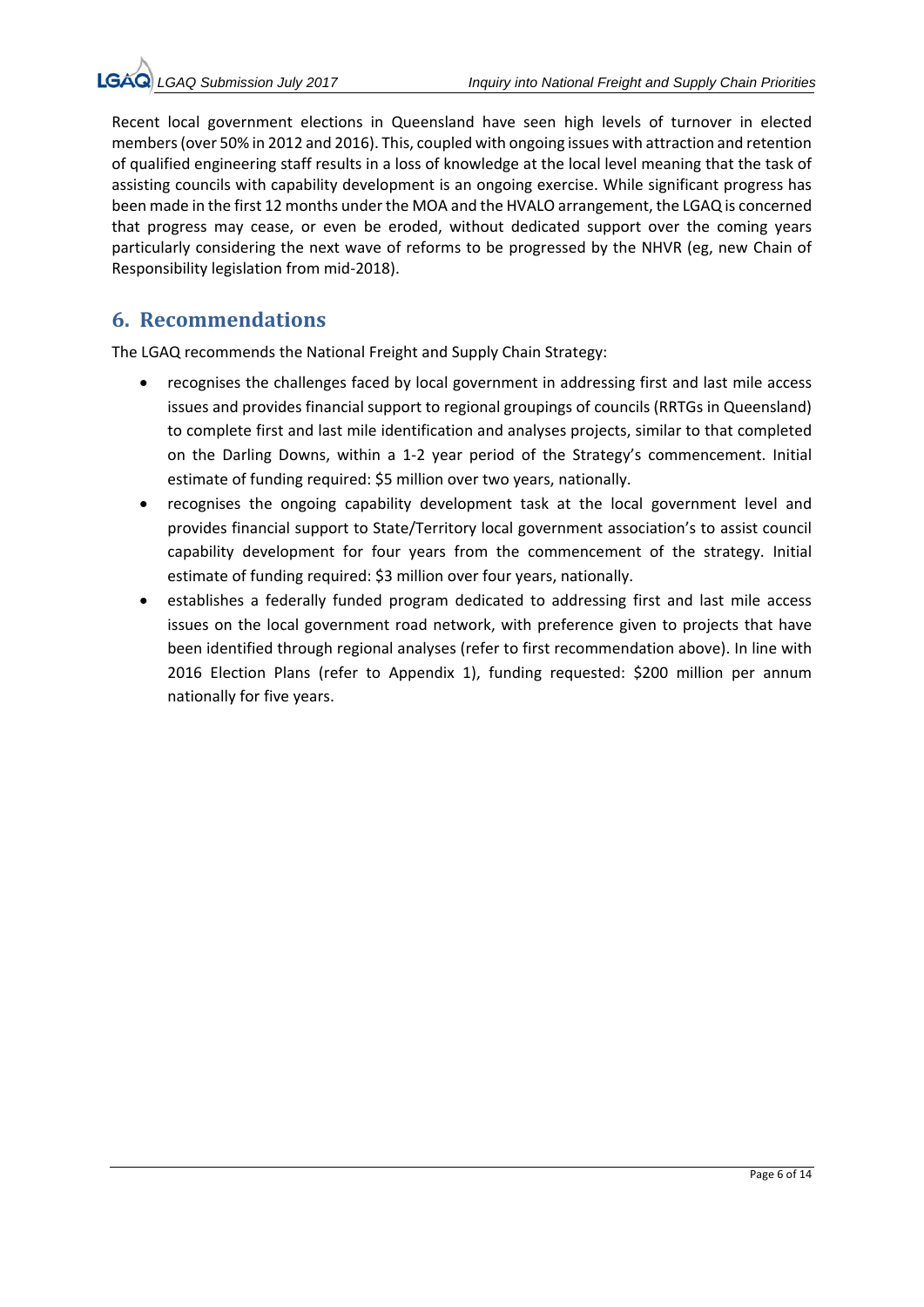Recent local government elections in Queensland have seen high levels of turnover in elected members (over 50% in 2012 and 2016). This, coupled with ongoing issues with attraction and retention of qualified engineering staff results in a loss of knowledge at the local level meaning that the task of assisting councils with capability development is an ongoing exercise. While significant progress has been made in the first 12 months under the MOA and the HVALO arrangement, the LGAQ is concerned that progress may cease, or even be eroded, without dedicated support over the coming years particularly considering the next wave of reforms to be progressed by the NHVR (eg, new Chain of Responsibility legislation from mid-2018).

## 6. Recommendations

The LGAQ recommends the National Freight and Supply Chain Strategy:

- recognises the challenges faced by local government in addressing first and last mile access issues and provides financial support to regional groupings of councils (RRTGs in Queensland) to complete first and last mile identification and analyses projects, similar to that completed on the Darling Downs, within a 1-2 year period of the Strategy's commencement. Initial estimate of funding required: $5 million over two years, nationally.
- recognises the ongoing capability development task at the local government level and provides financial support to State/Territory local government association's to assist council capability development for four years from the commencement of the strategy. Initial estimate of funding required: $3 million over four years, nationally.
- establishes a federally funded program dedicated to addressing first and last mile access issues on the local government road network, with preference given to projects that have been identified through regional analyses (refer to first recommendation above). In line with 2016 Election Plans (refer to Appendix 1), funding requested: $200 million per annum nationally for five years.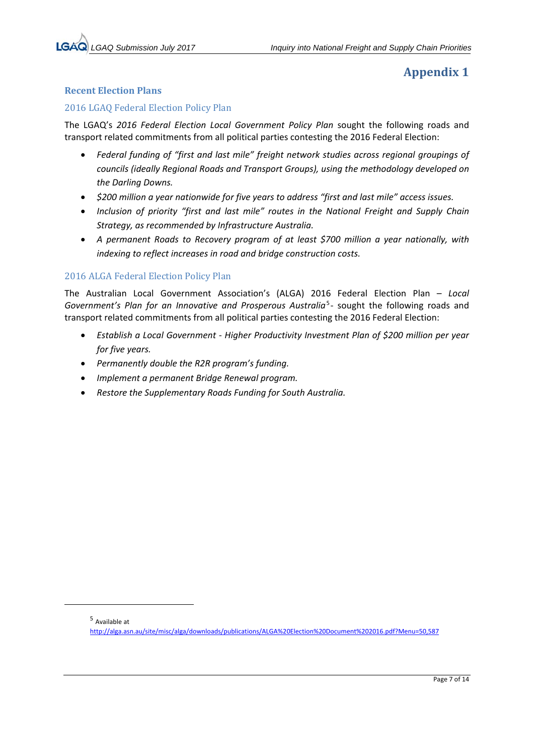# Appendix 1

## Recent Election Plans

### 2016 LGAQ Federal Election Policy Plan

The LGAQ's *2016 Federal Election Local Government Policy Plan* sought the following roads and transport related commitments from all political parties contesting the 2016 Federal Election:

- *Federal funding of "first and last mile" freight network studies across regional groupings of councils (ideally Regional Roads and Transport Groups), using the methodology developed on the Darling Downs.*
- *$200 million a year nationwide for five years to address "first and last mile" access issues.*
- *Inclusion of priority "first and last mile" routes in the National Freight and Supply Chain Strategy, as recommended by Infrastructure Australia.*
- *A permanent Roads to Recovery program of at least $700 million a year nationally, with indexing to reflect increases in road and bridge construction costs.*

### 2016 ALGA Federal Election Policy Plan

The Australian Local Government Association's (ALGA) 2016 Federal Election Plan – *Local Government's Plan for an Innovative and Prosperous Australia*[5]- sought the following roads and transport related commitments from all political parties contesting the 2016 Federal Election:

- *Establish a Local Government - Higher Productivity Investment Plan of $200 million per year for five years.*
- *Permanently double the R2R program's funding.*
- *Implement a permanent Bridge Renewal program.*
- *Restore the Supplementary Roads Funding for South Australia.*

---

[5] Available at http://alga.asn.au/site/misc/alga/downloads/publications/ALGA%20Election%20Document%202016.pdf?Menu=50,587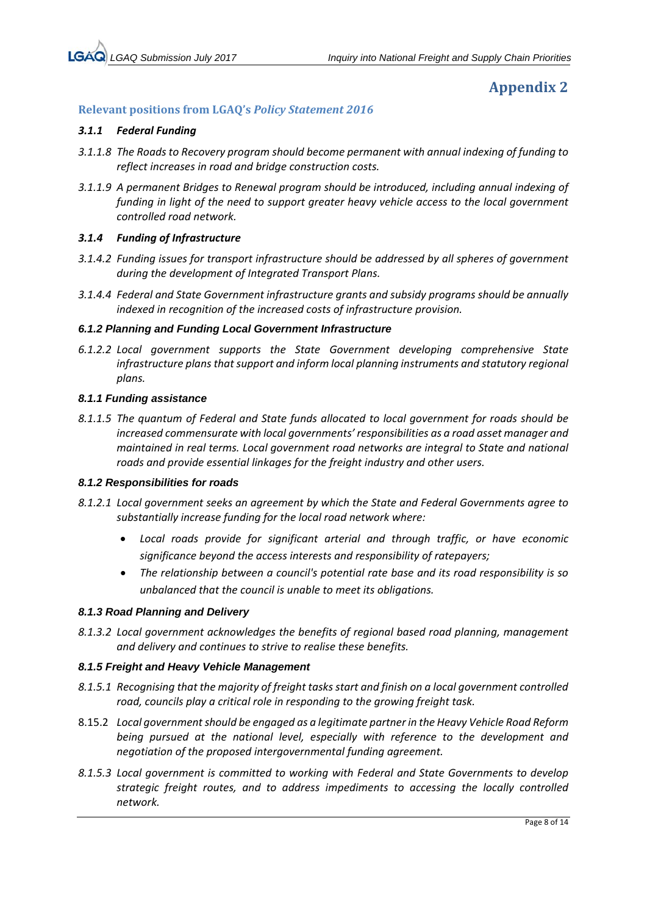# Appendix 2

## Relevant positions from LGAQ's *Policy Statement 2016*

### *3.1.1 Federal Funding*

*3.1.1.8 The Roads to Recovery program should become permanent with annual indexing of funding to reflect increases in road and bridge construction costs.*

*3.1.1.9 A permanent Bridges to Renewal program should be introduced, including annual indexing of funding in light of the need to support greater heavy vehicle access to the local government controlled road network.*

### *3.1.4 Funding of Infrastructure*

*3.1.4.2 Funding issues for transport infrastructure should be addressed by all spheres of government during the development of Integrated Transport Plans.*

*3.1.4.4 Federal and State Government infrastructure grants and subsidy programs should be annually indexed in recognition of the increased costs of infrastructure provision.*

### *6.1.2 Planning and Funding Local Government Infrastructure*

*6.1.2.2 Local government supports the State Government developing comprehensive State infrastructure plans that support and inform local planning instruments and statutory regional plans.*

### *8.1.1 Funding assistance*

*8.1.1.5 The quantum of Federal and State funds allocated to local government for roads should be increased commensurate with local governments' responsibilities as a road asset manager and maintained in real terms. Local government road networks are integral to State and national roads and provide essential linkages for the freight industry and other users.*

### *8.1.2 Responsibilities for roads*

*8.1.2.1 Local government seeks an agreement by which the State and Federal Governments agree to substantially increase funding for the local road network where:*

- *Local roads provide for significant arterial and through traffic, or have economic significance beyond the access interests and responsibility of ratepayers;*
- *The relationship between a council's potential rate base and its road responsibility is so unbalanced that the council is unable to meet its obligations.*

### *8.1.3 Road Planning and Delivery*

*8.1.3.2 Local government acknowledges the benefits of regional based road planning, management and delivery and continues to strive to realise these benefits.*

### *8.1.5 Freight and Heavy Vehicle Management*

*8.1.5.1 Recognising that the majority of freight tasks start and finish on a local government controlled road, councils play a critical role in responding to the growing freight task.*

8.15.2 *Local government should be engaged as a legitimate partner in the Heavy Vehicle Road Reform being pursued at the national level, especially with reference to the development and negotiation of the proposed intergovernmental funding agreement.*

*8.1.5.3 Local government is committed to working with Federal and State Governments to develop strategic freight routes, and to address impediments to accessing the locally controlled network.*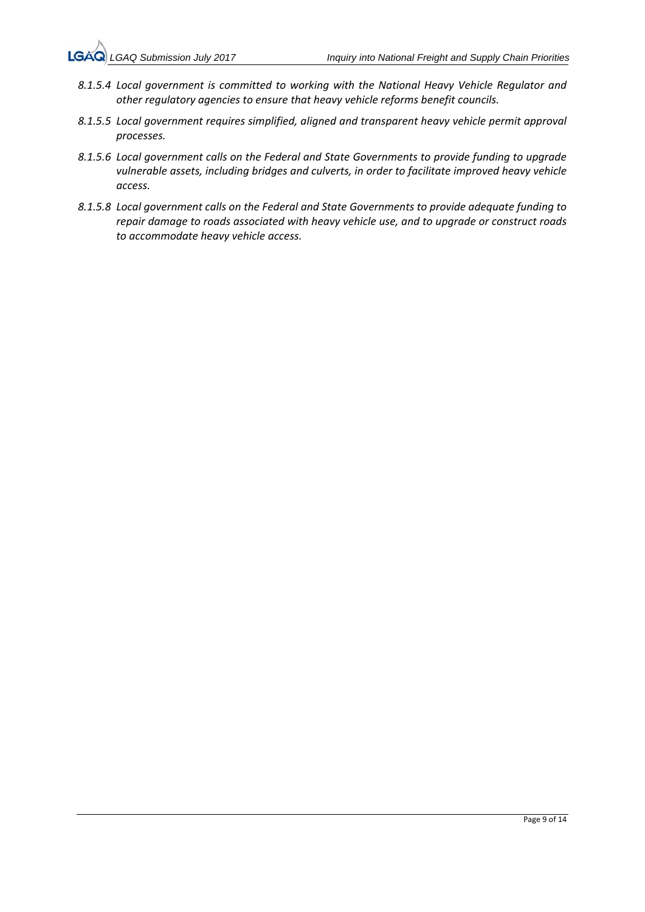*8.1.5.4 Local government is committed to working with the National Heavy Vehicle Regulator and other regulatory agencies to ensure that heavy vehicle reforms benefit councils.*

*8.1.5.5 Local government requires simplified, aligned and transparent heavy vehicle permit approval processes.*

*8.1.5.6 Local government calls on the Federal and State Governments to provide funding to upgrade vulnerable assets, including bridges and culverts, in order to facilitate improved heavy vehicle access.*

*8.1.5.8 Local government calls on the Federal and State Governments to provide adequate funding to repair damage to roads associated with heavy vehicle use, and to upgrade or construct roads to accommodate heavy vehicle access.*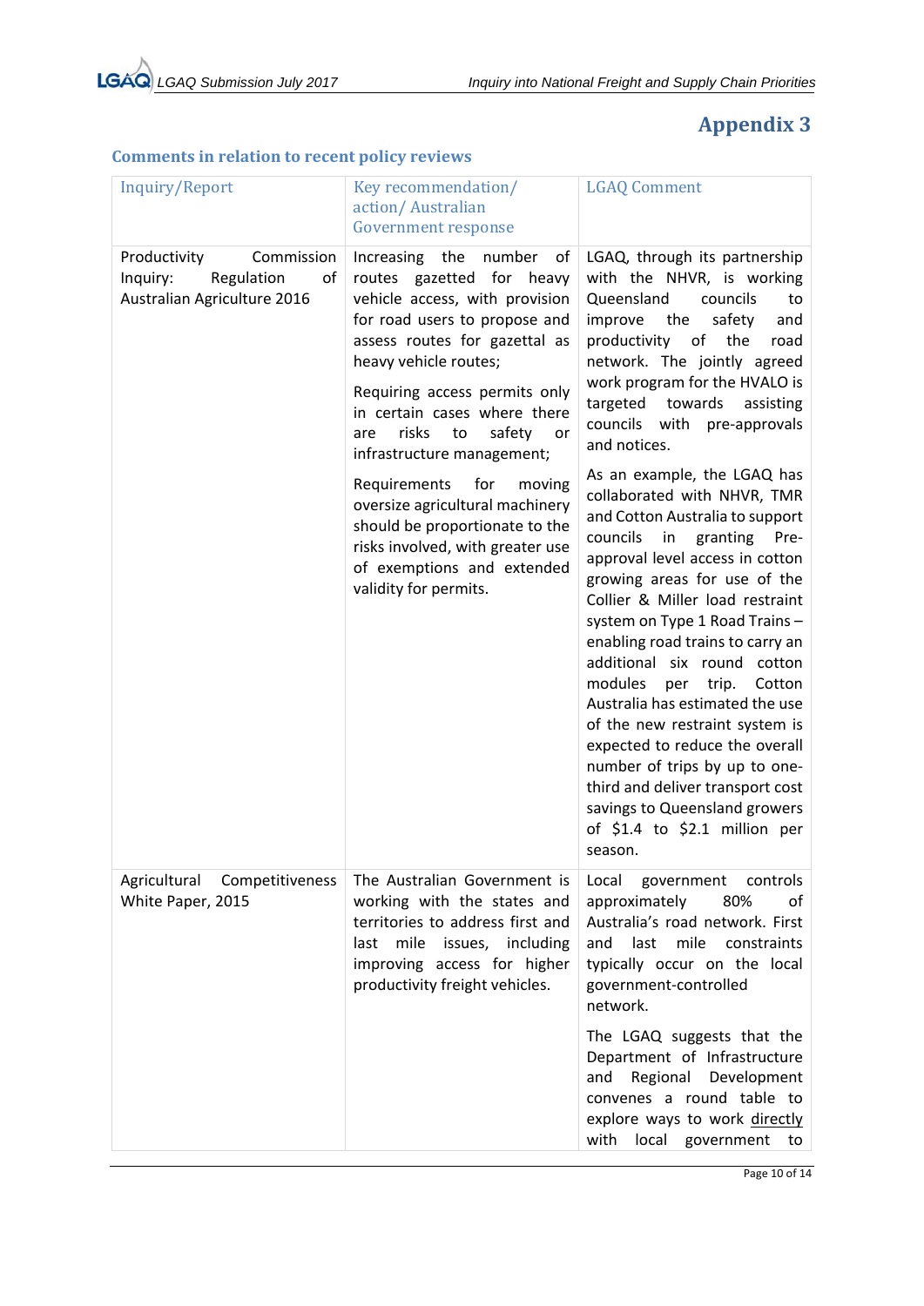# Appendix 3

## Comments in relation to recent policy reviews

| Inquiry/Report | Key recommendation/ action/ Australian Government response | LGAQ Comment |
|---|---|---|
| Productivity Commission Inquiry: Regulation of Australian Agriculture 2016 | Increasing the number of routes gazetted for heavy vehicle access, with provision for road users to propose and assess routes for gazettal as heavy vehicle routes;<br><br>Requiring access permits only in certain cases where there are risks to safety or infrastructure management;<br><br>Requirements for moving oversize agricultural machinery should be proportionate to the risks involved, with greater use of exemptions and extended validity for permits. | LGAQ, through its partnership with the NHVR, is working Queensland councils to improve the safety and productivity of the road network. The jointly agreed work program for the HVALO is targeted towards assisting councils with pre-approvals and notices.<br><br>As an example, the LGAQ has collaborated with NHVR, TMR and Cotton Australia to support councils in granting Pre-approval level access in cotton growing areas for use of the Collier & Miller load restraint system on Type 1 Road Trains – enabling road trains to carry an additional six round cotton modules per trip. Cotton Australia has estimated the use of the new restraint system is expected to reduce the overall number of trips by up to one-third and deliver transport cost savings to Queensland growers of $1.4 to $2.1 million per season. |
| Agricultural Competitiveness White Paper, 2015 | The Australian Government is working with the states and territories to address first and last mile issues, including improving access for higher productivity freight vehicles. | Local government controls approximately 80% of Australia's road network. First and last mile constraints typically occur on the local government-controlled network.<br><br>The LGAQ suggests that the Department of Infrastructure and Regional Development convenes a round table to explore ways to work directly with local government to |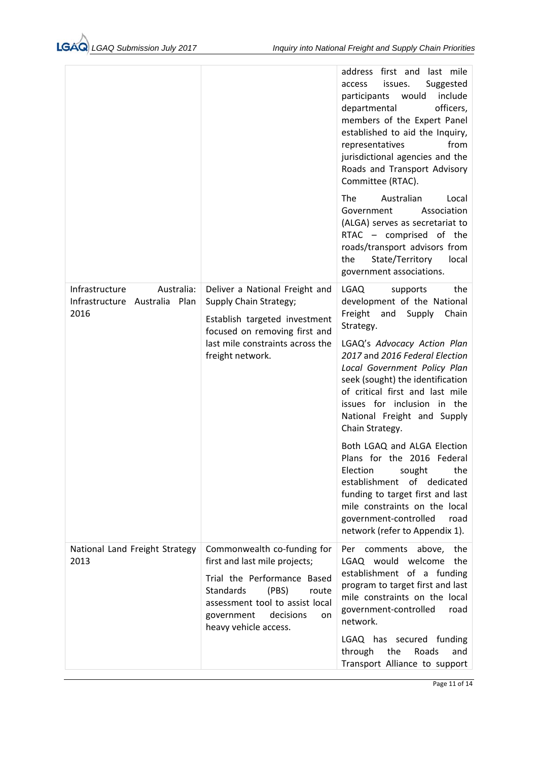| | | |
|---|---|---|
| | | address first and last mile access issues. Suggested participants would include departmental officers, members of the Expert Panel established to aid the Inquiry, representatives from jurisdictional agencies and the Roads and Transport Advisory Committee (RTAC).<br><br>The Australian Local Government Association (ALGA) serves as secretariat to RTAC – comprised of the roads/transport advisors from the State/Territory local government associations. |
| Infrastructure Australia: Infrastructure Australia Plan 2016 | Deliver a National Freight and Supply Chain Strategy;<br><br>Establish targeted investment focused on removing first and last mile constraints across the freight network. | LGAQ supports the development of the National Freight and Supply Chain Strategy.<br><br>LGAQ's *Advocacy Action Plan 2017* and *2016 Federal Election Local Government Policy Plan* seek (sought) the identification of critical first and last mile issues for inclusion in the National Freight and Supply Chain Strategy.<br><br>Both LGAQ and ALGA Election Plans for the 2016 Federal Election sought the establishment of dedicated funding to target first and last mile constraints on the local government-controlled road network (refer to Appendix 1). |
| National Land Freight Strategy 2013 | Commonwealth co-funding for first and last mile projects;<br><br>Trial the Performance Based Standards (PBS) route assessment tool to assist local government decisions on heavy vehicle access. | Per comments above, the LGAQ would welcome the establishment of a funding program to target first and last mile constraints on the local government-controlled road network.<br><br>LGAQ has secured funding through the Roads and Transport Alliance to support |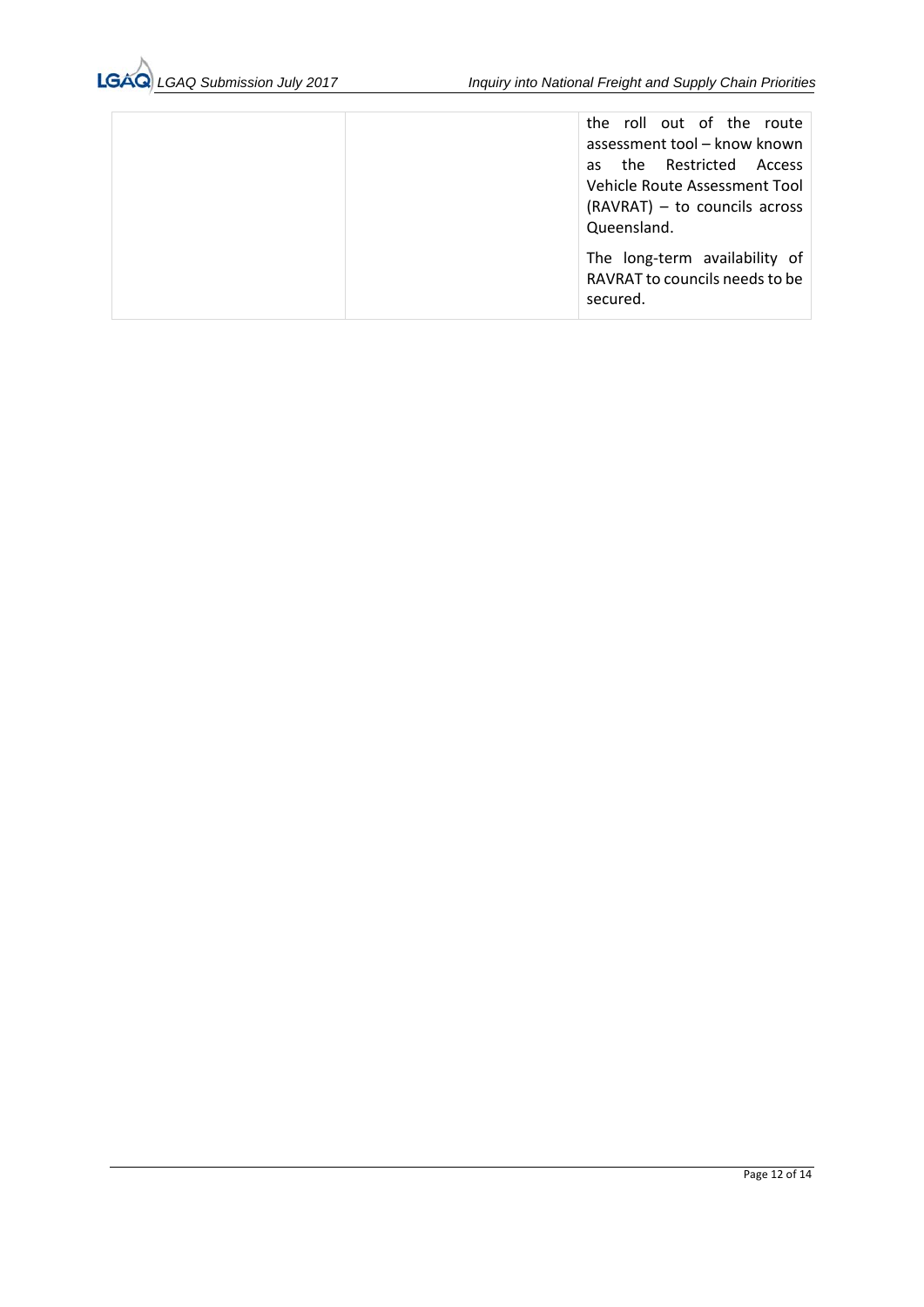| | | the roll out of the route assessment tool – know known as the Restricted Access Vehicle Route Assessment Tool (RAVRAT) – to councils across Queensland.<br><br>The long-term availability of RAVRAT to councils needs to be secured. |
|---|---|---|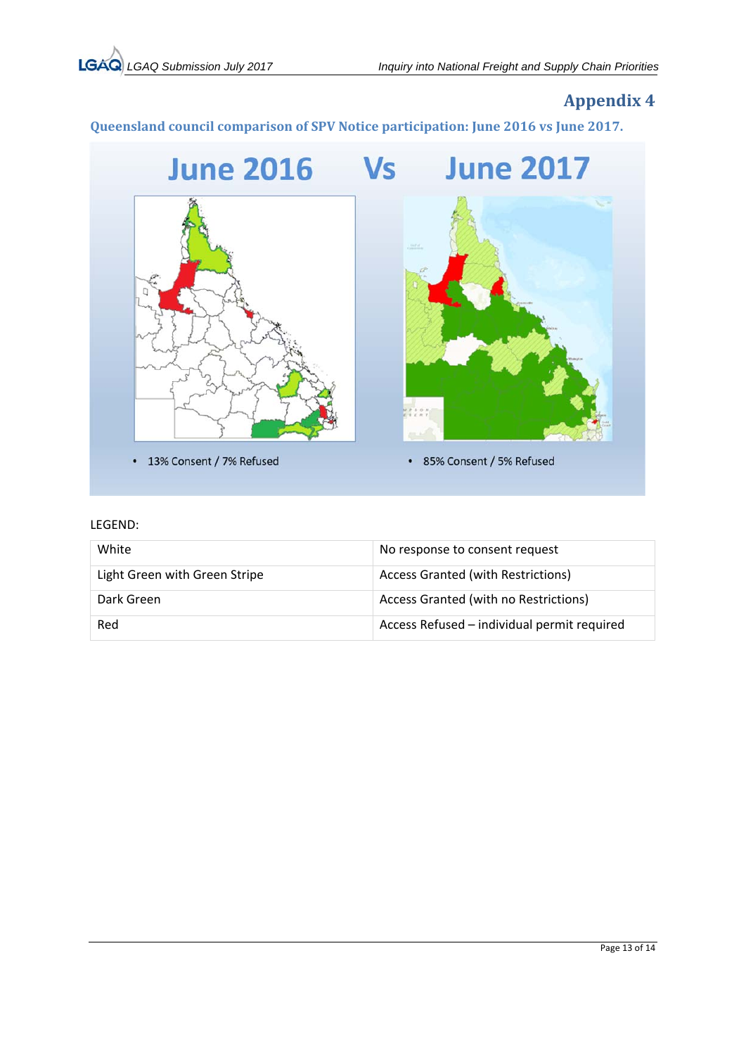# Appendix 4

## Queensland council comparison of SPV Notice participation: June 2016 vs June 2017.

June 2016 Vs June 2017

- 13% Consent / 7% Refused
- 85% Consent / 5% Refused

LEGEND:

| White | No response to consent request |
|---|---|
| Light Green with Green Stripe | Access Granted (with Restrictions) |
| Dark Green | Access Granted (with no Restrictions) |
| Red | Access Refused – individual permit required |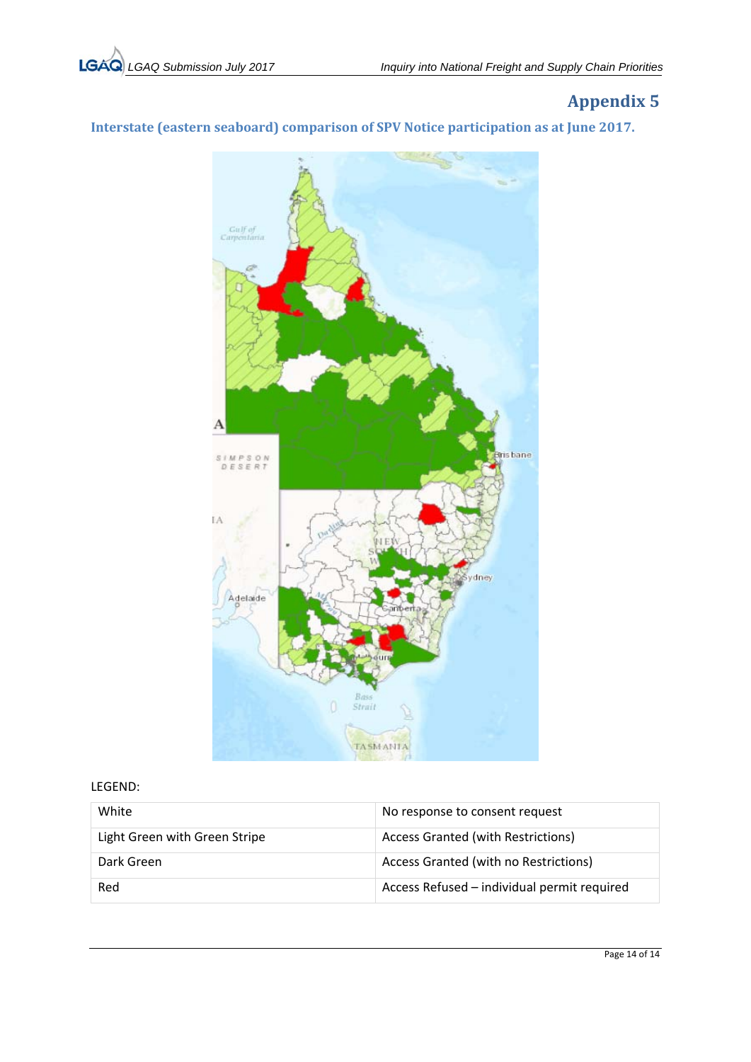# Appendix 5

## Interstate (eastern seaboard) comparison of SPV Notice participation as at June 2017.

Gulf of Carpentaria

SIMPSON DESERT

Brisbane

NEW SOUTH W

Sydney

Adelaide

Canberra

Bass Strait

TASMANIA

LEGEND:

| | |
|---|---|
| White | No response to consent request |
| Light Green with Green Stripe | Access Granted (with Restrictions) |
| Dark Green | Access Granted (with no Restrictions) |
| Red | Access Refused – individual permit required |